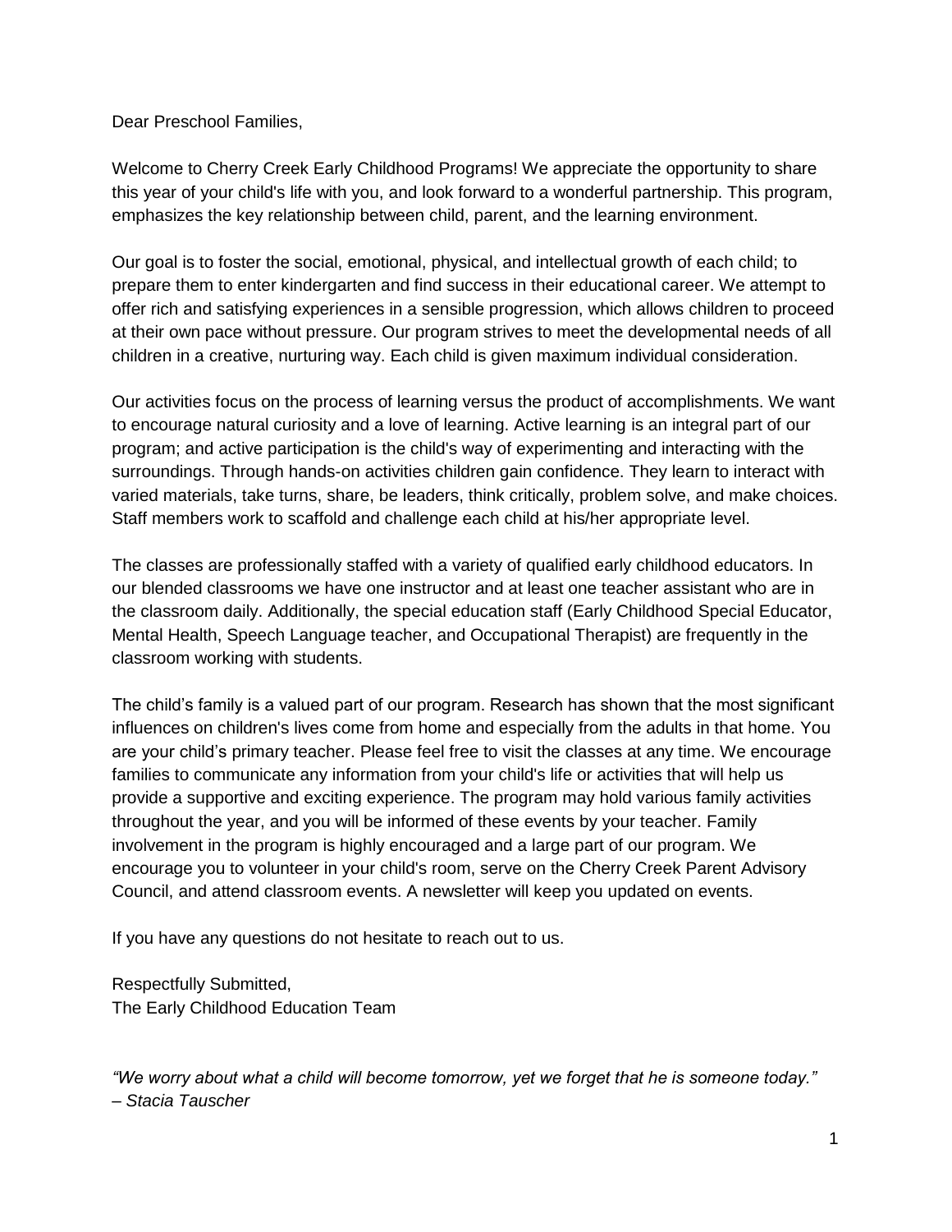Dear Preschool Families,

Welcome to Cherry Creek Early Childhood Programs! We appreciate the opportunity to share this year of your child's life with you, and look forward to a wonderful partnership. This program, emphasizes the key relationship between child, parent, and the learning environment.

Our goal is to foster the social, emotional, physical, and intellectual growth of each child; to prepare them to enter kindergarten and find success in their educational career. We attempt to offer rich and satisfying experiences in a sensible progression, which allows children to proceed at their own pace without pressure. Our program strives to meet the developmental needs of all children in a creative, nurturing way. Each child is given maximum individual consideration.

Our activities focus on the process of learning versus the product of accomplishments. We want to encourage natural curiosity and a love of learning. Active learning is an integral part of our program; and active participation is the child's way of experimenting and interacting with the surroundings. Through hands-on activities children gain confidence. They learn to interact with varied materials, take turns, share, be leaders, think critically, problem solve, and make choices. Staff members work to scaffold and challenge each child at his/her appropriate level.

The classes are professionally staffed with a variety of qualified early childhood educators. In our blended classrooms we have one instructor and at least one teacher assistant who are in the classroom daily. Additionally, the special education staff (Early Childhood Special Educator, Mental Health, Speech Language teacher, and Occupational Therapist) are frequently in the classroom working with students.

The child's family is a valued part of our program. Research has shown that the most significant influences on children's lives come from home and especially from the adults in that home. You are your child's primary teacher. Please feel free to visit the classes at any time. We encourage families to communicate any information from your child's life or activities that will help us provide a supportive and exciting experience. The program may hold various family activities throughout the year, and you will be informed of these events by your teacher. Family involvement in the program is highly encouraged and a large part of our program. We encourage you to volunteer in your child's room, serve on the Cherry Creek Parent Advisory Council, and attend classroom events. A newsletter will keep you updated on events.

If you have any questions do not hesitate to reach out to us.

Respectfully Submitted,
The Early Childhood Education Team

*"We worry about what a child will become tomorrow, yet we forget that he is someone today."*
*– Stacia Tauscher*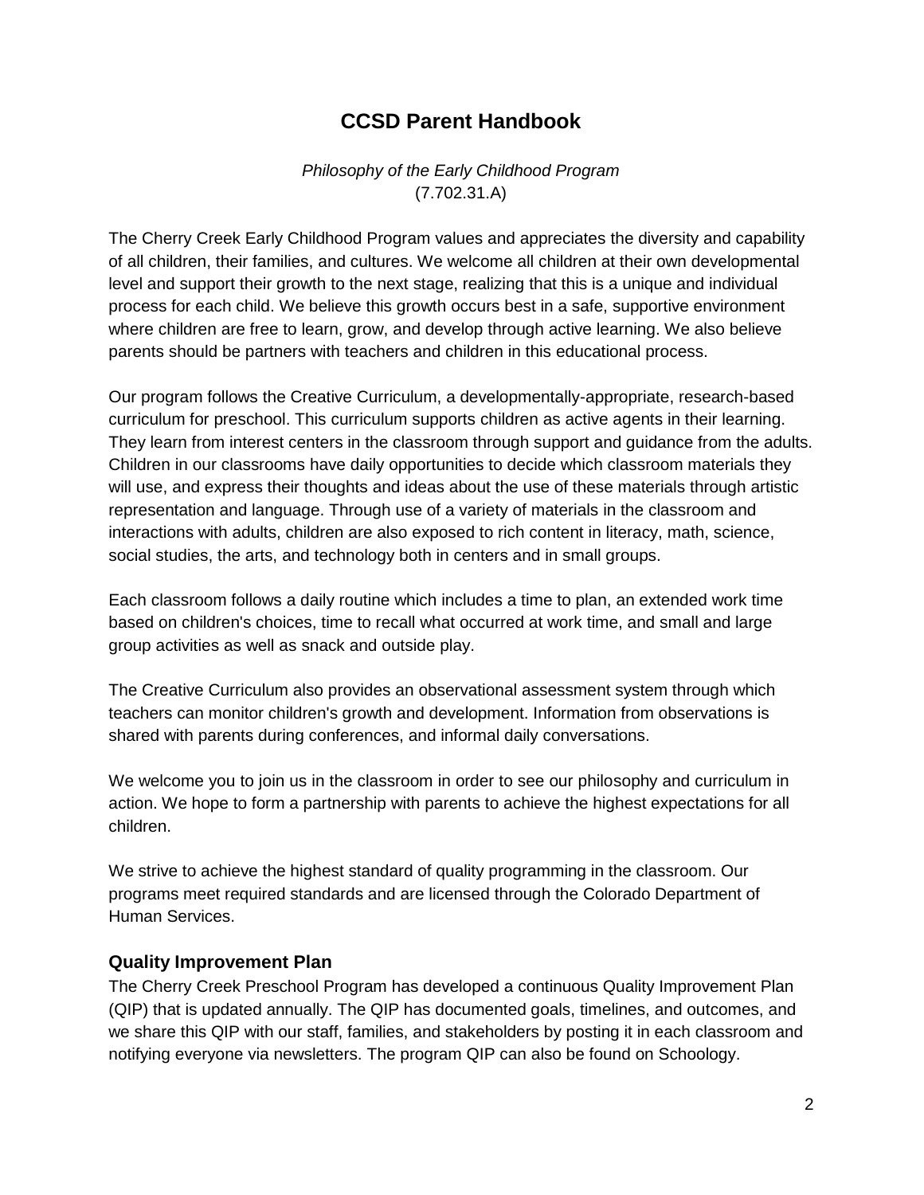# CCSD Parent Handbook

*Philosophy of the Early Childhood Program*
(7.702.31.A)

The Cherry Creek Early Childhood Program values and appreciates the diversity and capability of all children, their families, and cultures. We welcome all children at their own developmental level and support their growth to the next stage, realizing that this is a unique and individual process for each child. We believe this growth occurs best in a safe, supportive environment where children are free to learn, grow, and develop through active learning. We also believe parents should be partners with teachers and children in this educational process.

Our program follows the Creative Curriculum, a developmentally-appropriate, research-based curriculum for preschool. This curriculum supports children as active agents in their learning. They learn from interest centers in the classroom through support and guidance from the adults. Children in our classrooms have daily opportunities to decide which classroom materials they will use, and express their thoughts and ideas about the use of these materials through artistic representation and language. Through use of a variety of materials in the classroom and interactions with adults, children are also exposed to rich content in literacy, math, science, social studies, the arts, and technology both in centers and in small groups.

Each classroom follows a daily routine which includes a time to plan, an extended work time based on children's choices, time to recall what occurred at work time, and small and large group activities as well as snack and outside play.

The Creative Curriculum also provides an observational assessment system through which teachers can monitor children's growth and development. Information from observations is shared with parents during conferences, and informal daily conversations.

We welcome you to join us in the classroom in order to see our philosophy and curriculum in action. We hope to form a partnership with parents to achieve the highest expectations for all children.

We strive to achieve the highest standard of quality programming in the classroom. Our programs meet required standards and are licensed through the Colorado Department of Human Services.

### Quality Improvement Plan

The Cherry Creek Preschool Program has developed a continuous Quality Improvement Plan (QIP) that is updated annually. The QIP has documented goals, timelines, and outcomes, and we share this QIP with our staff, families, and stakeholders by posting it in each classroom and notifying everyone via newsletters. The program QIP can also be found on Schoology.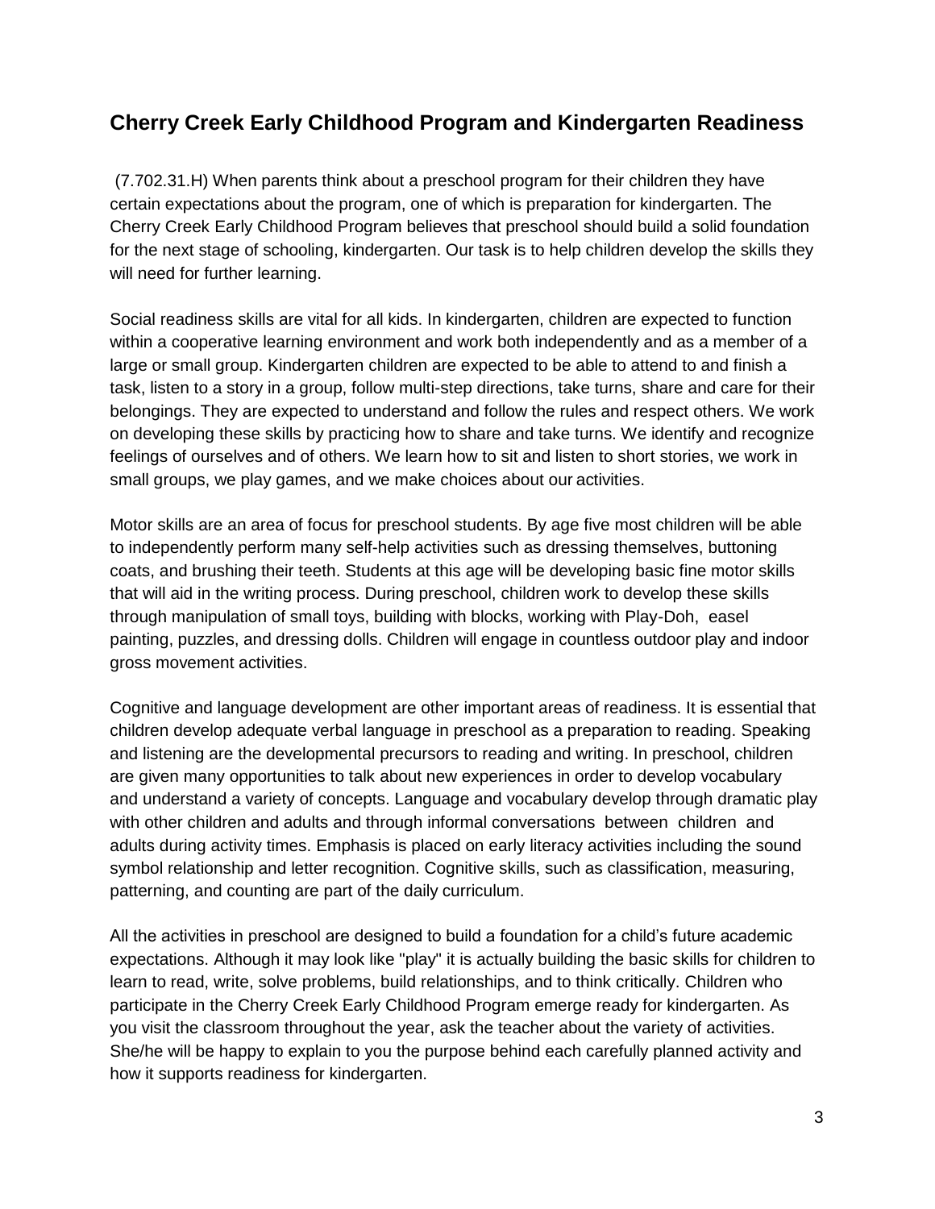## Cherry Creek Early Childhood Program and Kindergarten Readiness

(7.702.31.H) When parents think about a preschool program for their children they have certain expectations about the program, one of which is preparation for kindergarten. The Cherry Creek Early Childhood Program believes that preschool should build a solid foundation for the next stage of schooling, kindergarten. Our task is to help children develop the skills they will need for further learning.

Social readiness skills are vital for all kids. In kindergarten, children are expected to function within a cooperative learning environment and work both independently and as a member of a large or small group. Kindergarten children are expected to be able to attend to and finish a task, listen to a story in a group, follow multi-step directions, take turns, share and care for their belongings. They are expected to understand and follow the rules and respect others. We work on developing these skills by practicing how to share and take turns. We identify and recognize feelings of ourselves and of others. We learn how to sit and listen to short stories, we work in small groups, we play games, and we make choices about our activities.

Motor skills are an area of focus for preschool students. By age five most children will be able to independently perform many self-help activities such as dressing themselves, buttoning coats, and brushing their teeth. Students at this age will be developing basic fine motor skills that will aid in the writing process. During preschool, children work to develop these skills through manipulation of small toys, building with blocks, working with Play-Doh, easel painting, puzzles, and dressing dolls. Children will engage in countless outdoor play and indoor gross movement activities.

Cognitive and language development are other important areas of readiness. It is essential that children develop adequate verbal language in preschool as a preparation to reading. Speaking and listening are the developmental precursors to reading and writing. In preschool, children are given many opportunities to talk about new experiences in order to develop vocabulary and understand a variety of concepts. Language and vocabulary develop through dramatic play with other children and adults and through informal conversations between children and adults during activity times. Emphasis is placed on early literacy activities including the sound symbol relationship and letter recognition. Cognitive skills, such as classification, measuring, patterning, and counting are part of the daily curriculum.

All the activities in preschool are designed to build a foundation for a child's future academic expectations. Although it may look like "play" it is actually building the basic skills for children to learn to read, write, solve problems, build relationships, and to think critically. Children who participate in the Cherry Creek Early Childhood Program emerge ready for kindergarten. As you visit the classroom throughout the year, ask the teacher about the variety of activities. She/he will be happy to explain to you the purpose behind each carefully planned activity and how it supports readiness for kindergarten.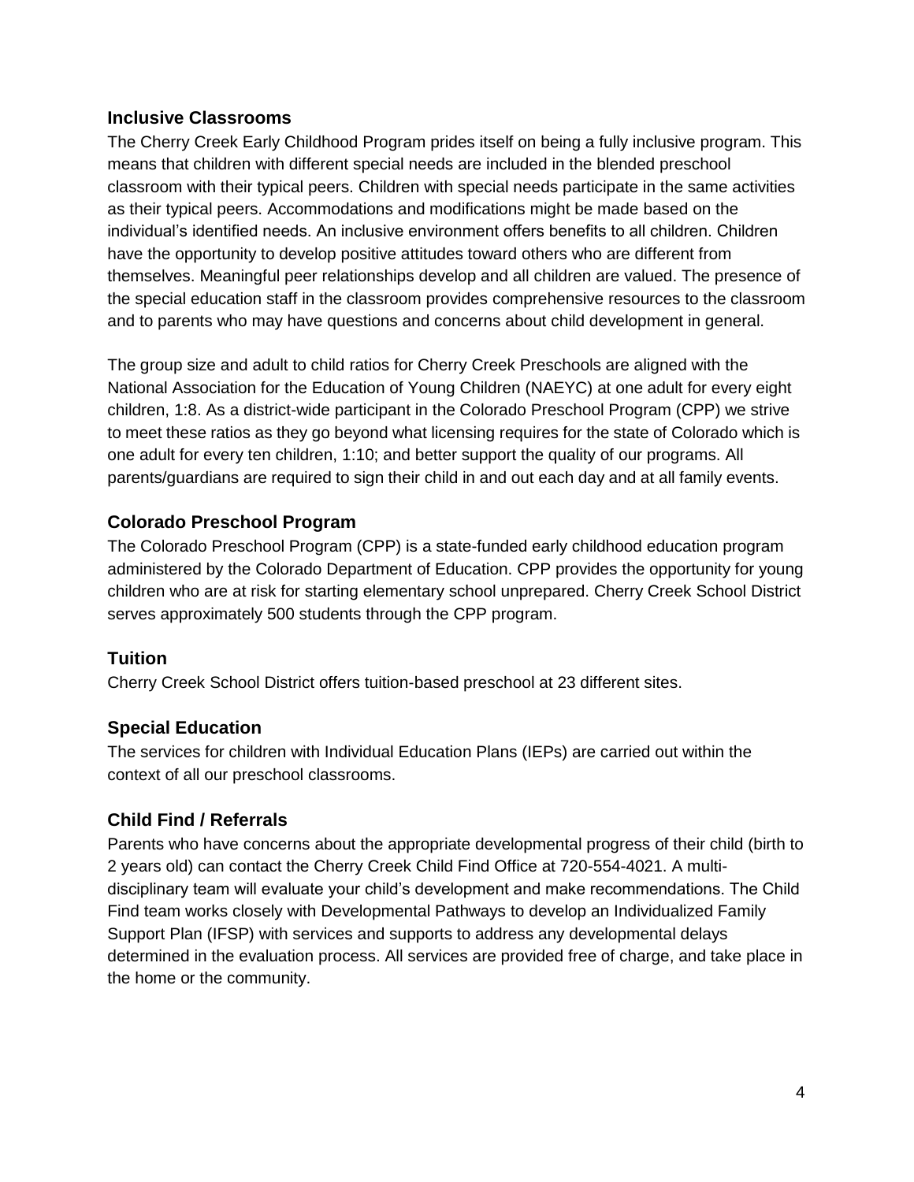## Inclusive Classrooms

The Cherry Creek Early Childhood Program prides itself on being a fully inclusive program. This means that children with different special needs are included in the blended preschool classroom with their typical peers. Children with special needs participate in the same activities as their typical peers. Accommodations and modifications might be made based on the individual's identified needs. An inclusive environment offers benefits to all children. Children have the opportunity to develop positive attitudes toward others who are different from themselves. Meaningful peer relationships develop and all children are valued. The presence of the special education staff in the classroom provides comprehensive resources to the classroom and to parents who may have questions and concerns about child development in general.

The group size and adult to child ratios for Cherry Creek Preschools are aligned with the National Association for the Education of Young Children (NAEYC) at one adult for every eight children, 1:8. As a district-wide participant in the Colorado Preschool Program (CPP) we strive to meet these ratios as they go beyond what licensing requires for the state of Colorado which is one adult for every ten children, 1:10; and better support the quality of our programs. All parents/guardians are required to sign their child in and out each day and at all family events.

## Colorado Preschool Program

The Colorado Preschool Program (CPP) is a state-funded early childhood education program administered by the Colorado Department of Education. CPP provides the opportunity for young children who are at risk for starting elementary school unprepared. Cherry Creek School District serves approximately 500 students through the CPP program.

## Tuition

Cherry Creek School District offers tuition-based preschool at 23 different sites.

## Special Education

The services for children with Individual Education Plans (IEPs) are carried out within the context of all our preschool classrooms.

## Child Find / Referrals

Parents who have concerns about the appropriate developmental progress of their child (birth to 2 years old) can contact the Cherry Creek Child Find Office at 720-554-4021. A multi-disciplinary team will evaluate your child's development and make recommendations. The Child Find team works closely with Developmental Pathways to develop an Individualized Family Support Plan (IFSP) with services and supports to address any developmental delays determined in the evaluation process. All services are provided free of charge, and take place in the home or the community.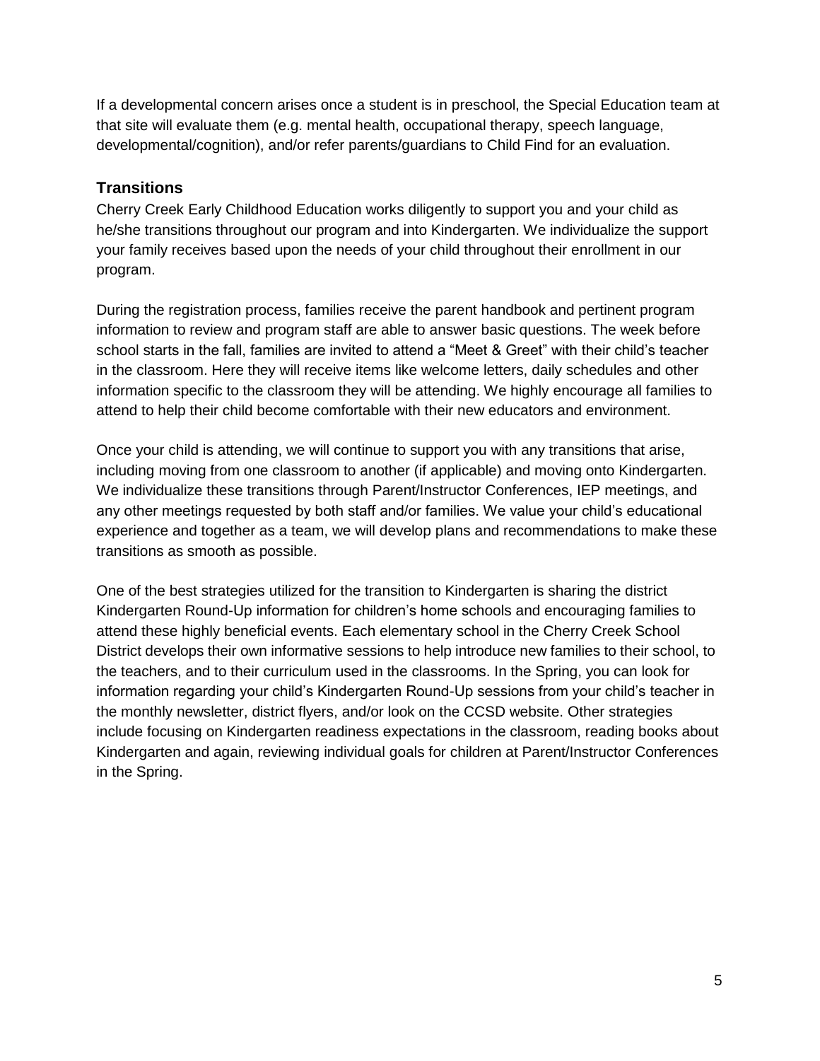If a developmental concern arises once a student is in preschool, the Special Education team at that site will evaluate them (e.g. mental health, occupational therapy, speech language, developmental/cognition), and/or refer parents/guardians to Child Find for an evaluation.

## Transitions

Cherry Creek Early Childhood Education works diligently to support you and your child as he/she transitions throughout our program and into Kindergarten. We individualize the support your family receives based upon the needs of your child throughout their enrollment in our program.

During the registration process, families receive the parent handbook and pertinent program information to review and program staff are able to answer basic questions. The week before school starts in the fall, families are invited to attend a "Meet & Greet" with their child's teacher in the classroom. Here they will receive items like welcome letters, daily schedules and other information specific to the classroom they will be attending. We highly encourage all families to attend to help their child become comfortable with their new educators and environment.

Once your child is attending, we will continue to support you with any transitions that arise, including moving from one classroom to another (if applicable) and moving onto Kindergarten. We individualize these transitions through Parent/Instructor Conferences, IEP meetings, and any other meetings requested by both staff and/or families. We value your child's educational experience and together as a team, we will develop plans and recommendations to make these transitions as smooth as possible.

One of the best strategies utilized for the transition to Kindergarten is sharing the district Kindergarten Round-Up information for children's home schools and encouraging families to attend these highly beneficial events. Each elementary school in the Cherry Creek School District develops their own informative sessions to help introduce new families to their school, to the teachers, and to their curriculum used in the classrooms. In the Spring, you can look for information regarding your child's Kindergarten Round-Up sessions from your child's teacher in the monthly newsletter, district flyers, and/or look on the CCSD website. Other strategies include focusing on Kindergarten readiness expectations in the classroom, reading books about Kindergarten and again, reviewing individual goals for children at Parent/Instructor Conferences in the Spring.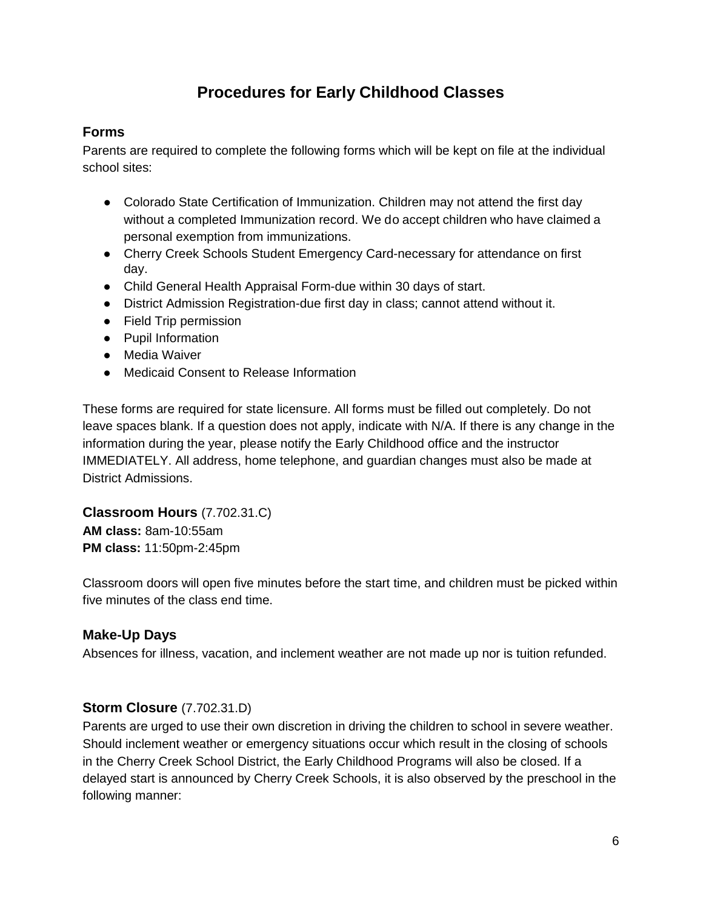# Procedures for Early Childhood Classes

## Forms

Parents are required to complete the following forms which will be kept on file at the individual school sites:

- Colorado State Certification of Immunization. Children may not attend the first day without a completed Immunization record. We do accept children who have claimed a personal exemption from immunizations.
- Cherry Creek Schools Student Emergency Card-necessary for attendance on first day.
- Child General Health Appraisal Form-due within 30 days of start.
- District Admission Registration-due first day in class; cannot attend without it.
- Field Trip permission
- Pupil Information
- Media Waiver
- Medicaid Consent to Release Information

These forms are required for state licensure. All forms must be filled out completely. Do not leave spaces blank. If a question does not apply, indicate with N/A. If there is any change in the information during the year, please notify the Early Childhood office and the instructor IMMEDIATELY. All address, home telephone, and guardian changes must also be made at District Admissions.

## Classroom Hours (7.702.31.C)

**AM class:** 8am-10:55am
**PM class:** 11:50pm-2:45pm

Classroom doors will open five minutes before the start time, and children must be picked within five minutes of the class end time.

## Make-Up Days

Absences for illness, vacation, and inclement weather are not made up nor is tuition refunded.

## Storm Closure (7.702.31.D)

Parents are urged to use their own discretion in driving the children to school in severe weather. Should inclement weather or emergency situations occur which result in the closing of schools in the Cherry Creek School District, the Early Childhood Programs will also be closed. If a delayed start is announced by Cherry Creek Schools, it is also observed by the preschool in the following manner: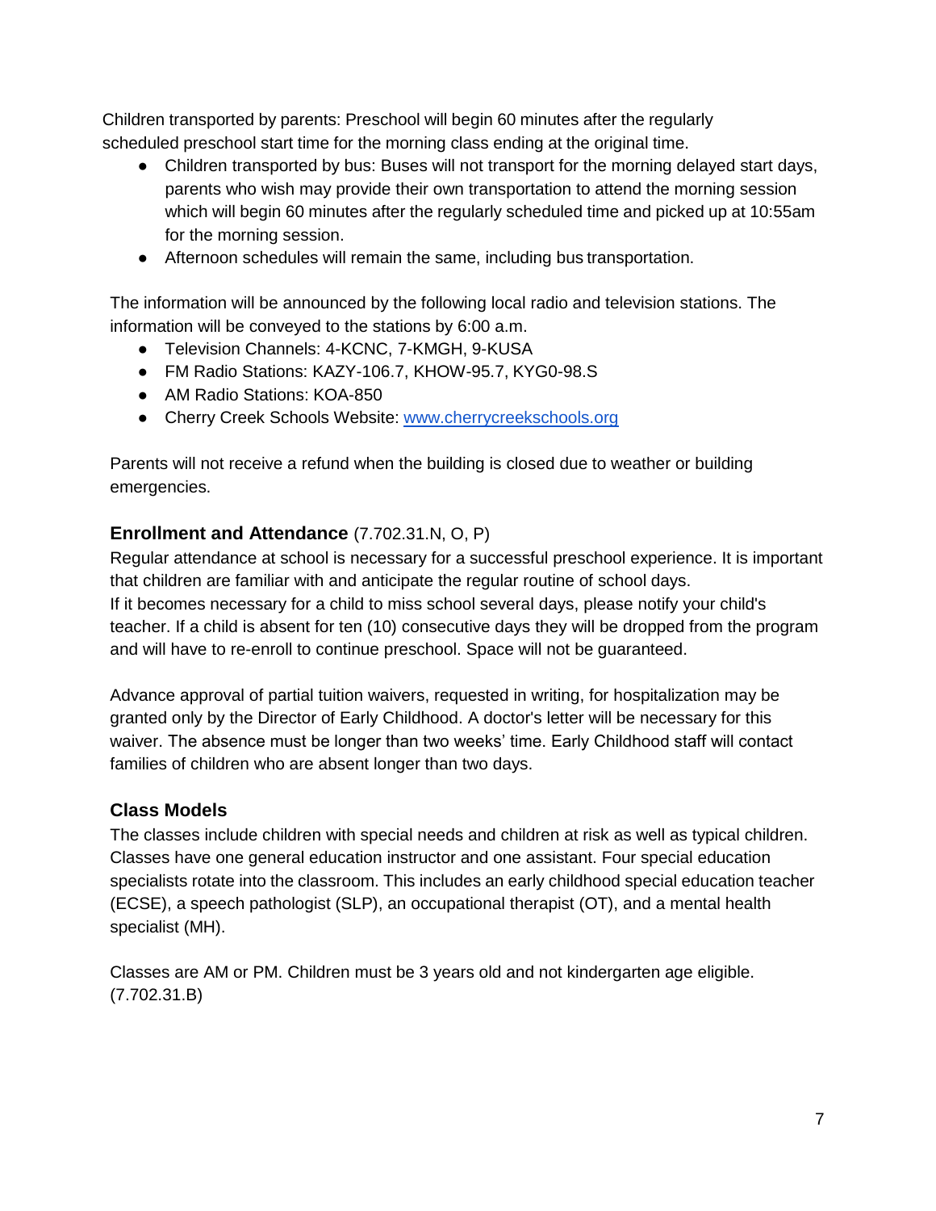Children transported by parents: Preschool will begin 60 minutes after the regularly scheduled preschool start time for the morning class ending at the original time.

- Children transported by bus: Buses will not transport for the morning delayed start days, parents who wish may provide their own transportation to attend the morning session which will begin 60 minutes after the regularly scheduled time and picked up at 10:55am for the morning session.
- Afternoon schedules will remain the same, including bus transportation.

The information will be announced by the following local radio and television stations. The information will be conveyed to the stations by 6:00 a.m.

- Television Channels: 4-KCNC, 7-KMGH, 9-KUSA
- FM Radio Stations: KAZY-106.7, KHOW-95.7, KYG0-98.S
- AM Radio Stations: KOA-850
- Cherry Creek Schools Website: [www.cherrycreekschools.org](http://www.cherrycreekschools.org)

Parents will not receive a refund when the building is closed due to weather or building emergencies.

### **Enrollment and Attendance** (7.702.31.N, O, P)

Regular attendance at school is necessary for a successful preschool experience. It is important that children are familiar with and anticipate the regular routine of school days.
If it becomes necessary for a child to miss school several days, please notify your child's teacher. If a child is absent for ten (10) consecutive days they will be dropped from the program and will have to re-enroll to continue preschool. Space will not be guaranteed.

Advance approval of partial tuition waivers, requested in writing, for hospitalization may be granted only by the Director of Early Childhood. A doctor's letter will be necessary for this waiver. The absence must be longer than two weeks' time. Early Childhood staff will contact families of children who are absent longer than two days.

### **Class Models**

The classes include children with special needs and children at risk as well as typical children. Classes have one general education instructor and one assistant. Four special education specialists rotate into the classroom. This includes an early childhood special education teacher (ECSE), a speech pathologist (SLP), an occupational therapist (OT), and a mental health specialist (MH).

Classes are AM or PM. Children must be 3 years old and not kindergarten age eligible. (7.702.31.B)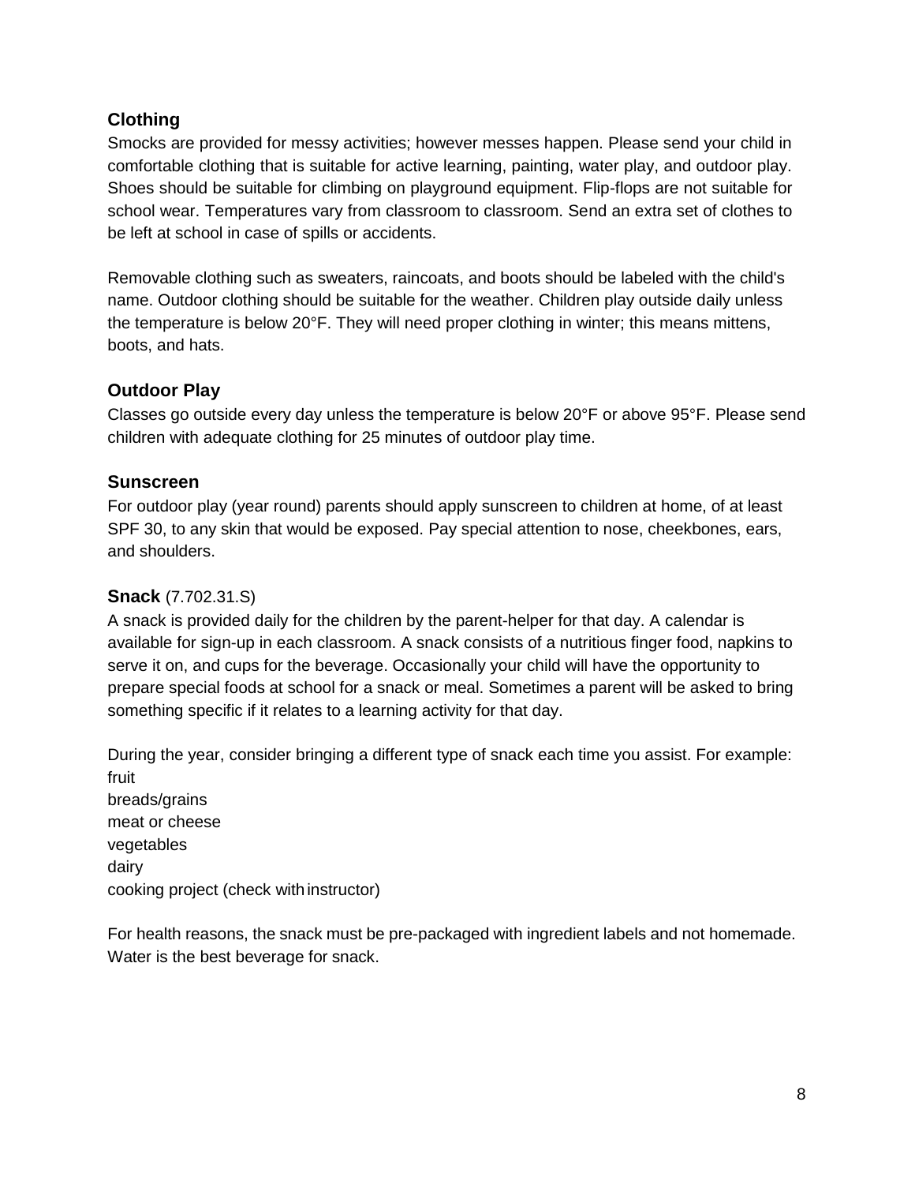## Clothing

Smocks are provided for messy activities; however messes happen. Please send your child in comfortable clothing that is suitable for active learning, painting, water play, and outdoor play. Shoes should be suitable for climbing on playground equipment. Flip-flops are not suitable for school wear. Temperatures vary from classroom to classroom. Send an extra set of clothes to be left at school in case of spills or accidents.

Removable clothing such as sweaters, raincoats, and boots should be labeled with the child's name. Outdoor clothing should be suitable for the weather. Children play outside daily unless the temperature is below 20°F. They will need proper clothing in winter; this means mittens, boots, and hats.

## Outdoor Play

Classes go outside every day unless the temperature is below 20°F or above 95°F. Please send children with adequate clothing for 25 minutes of outdoor play time.

## Sunscreen

For outdoor play (year round) parents should apply sunscreen to children at home, of at least SPF 30, to any skin that would be exposed. Pay special attention to nose, cheekbones, ears, and shoulders.

## Snack (7.702.31.S)

A snack is provided daily for the children by the parent-helper for that day. A calendar is available for sign-up in each classroom. A snack consists of a nutritious finger food, napkins to serve it on, and cups for the beverage. Occasionally your child will have the opportunity to prepare special foods at school for a snack or meal. Sometimes a parent will be asked to bring something specific if it relates to a learning activity for that day.

During the year, consider bringing a different type of snack each time you assist. For example:

fruit
breads/grains
meat or cheese
vegetables
dairy
cooking project (check with instructor)

For health reasons, the snack must be pre-packaged with ingredient labels and not homemade. Water is the best beverage for snack.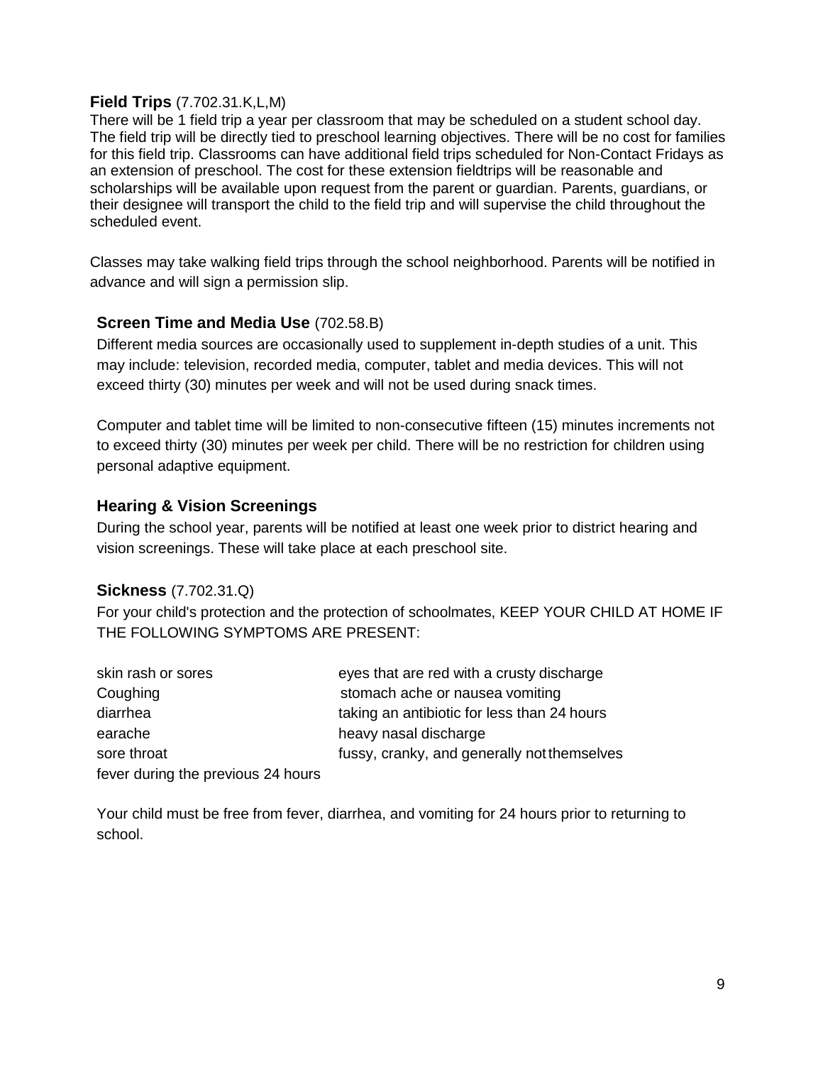**Field Trips** (7.702.31.K,L,M)
There will be 1 field trip a year per classroom that may be scheduled on a student school day. The field trip will be directly tied to preschool learning objectives. There will be no cost for families for this field trip. Classrooms can have additional field trips scheduled for Non-Contact Fridays as an extension of preschool. The cost for these extension fieldtrips will be reasonable and scholarships will be available upon request from the parent or guardian. Parents, guardians, or their designee will transport the child to the field trip and will supervise the child throughout the scheduled event.

Classes may take walking field trips through the school neighborhood. Parents will be notified in advance and will sign a permission slip.

**Screen Time and Media Use** (702.58.B)
Different media sources are occasionally used to supplement in-depth studies of a unit. This may include: television, recorded media, computer, tablet and media devices. This will not exceed thirty (30) minutes per week and will not be used during snack times.

Computer and tablet time will be limited to non-consecutive fifteen (15) minutes increments not to exceed thirty (30) minutes per week per child. There will be no restriction for children using personal adaptive equipment.

**Hearing & Vision Screenings**
During the school year, parents will be notified at least one week prior to district hearing and vision screenings. These will take place at each preschool site.

**Sickness** (7.702.31.Q)
For your child's protection and the protection of schoolmates, KEEP YOUR CHILD AT HOME IF THE FOLLOWING SYMPTOMS ARE PRESENT:

| | |
|---|---|
| skin rash or sores | eyes that are red with a crusty discharge |
| Coughing | stomach ache or nausea vomiting |
| diarrhea | taking an antibiotic for less than 24 hours |
| earache | heavy nasal discharge |
| sore throat | fussy, cranky, and generally not themselves |
| fever during the previous 24 hours | |

Your child must be free from fever, diarrhea, and vomiting for 24 hours prior to returning to school.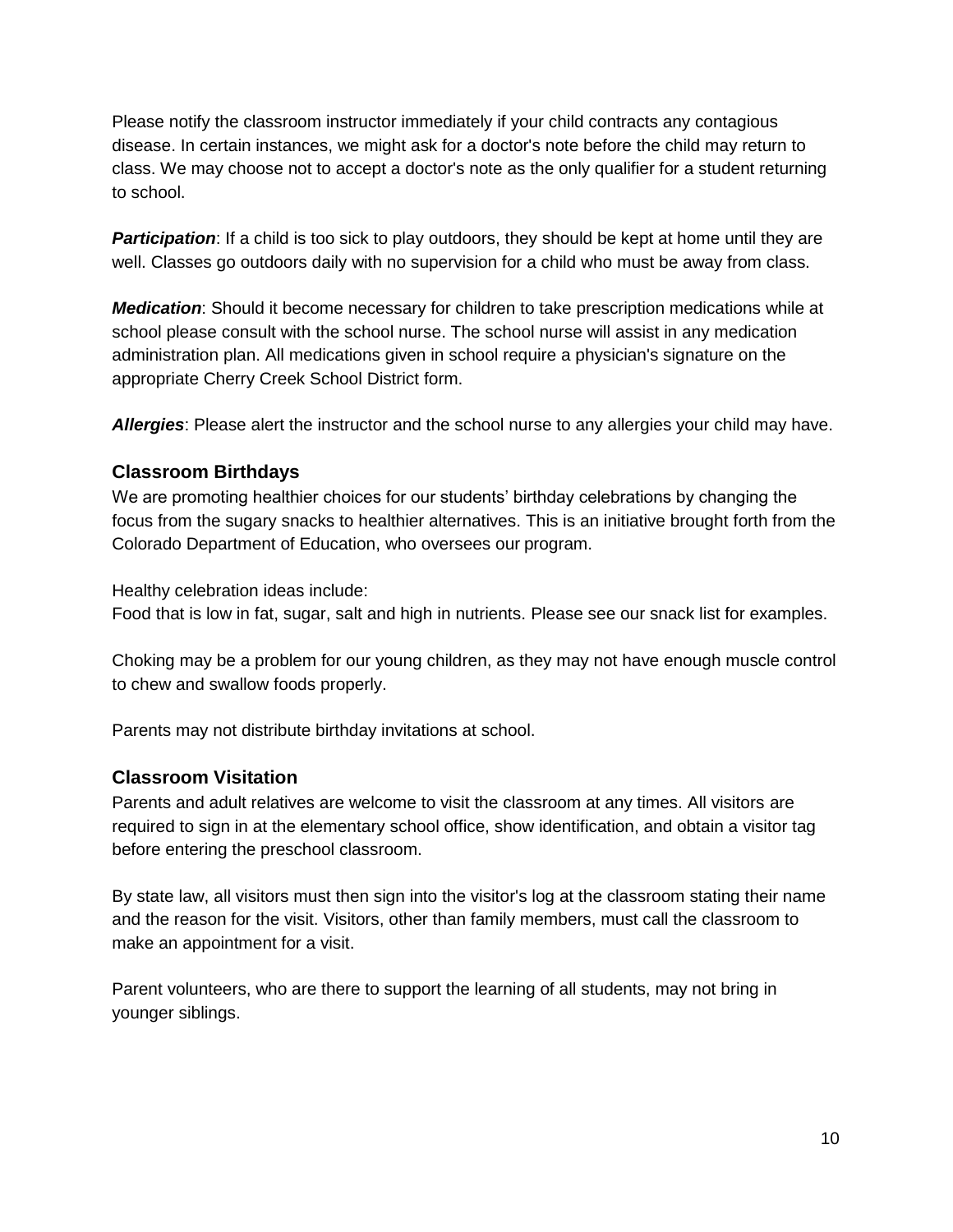Please notify the classroom instructor immediately if your child contracts any contagious disease. In certain instances, we might ask for a doctor's note before the child may return to class. We may choose not to accept a doctor's note as the only qualifier for a student returning to school.

***Participation***: If a child is too sick to play outdoors, they should be kept at home until they are well. Classes go outdoors daily with no supervision for a child who must be away from class.

***Medication***: Should it become necessary for children to take prescription medications while at school please consult with the school nurse. The school nurse will assist in any medication administration plan. All medications given in school require a physician's signature on the appropriate Cherry Creek School District form.

***Allergies***: Please alert the instructor and the school nurse to any allergies your child may have.

## Classroom Birthdays

We are promoting healthier choices for our students' birthday celebrations by changing the focus from the sugary snacks to healthier alternatives. This is an initiative brought forth from the Colorado Department of Education, who oversees our program.

Healthy celebration ideas include:
Food that is low in fat, sugar, salt and high in nutrients. Please see our snack list for examples.

Choking may be a problem for our young children, as they may not have enough muscle control to chew and swallow foods properly.

Parents may not distribute birthday invitations at school.

## Classroom Visitation

Parents and adult relatives are welcome to visit the classroom at any times. All visitors are required to sign in at the elementary school office, show identification, and obtain a visitor tag before entering the preschool classroom.

By state law, all visitors must then sign into the visitor's log at the classroom stating their name and the reason for the visit. Visitors, other than family members, must call the classroom to make an appointment for a visit.

Parent volunteers, who are there to support the learning of all students, may not bring in younger siblings.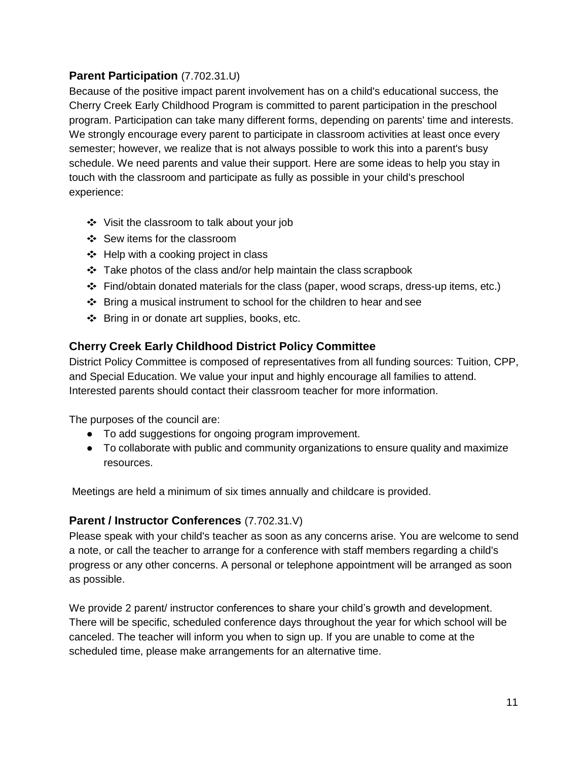## **Parent Participation** (7.702.31.U)

Because of the positive impact parent involvement has on a child's educational success, the Cherry Creek Early Childhood Program is committed to parent participation in the preschool program. Participation can take many different forms, depending on parents' time and interests. We strongly encourage every parent to participate in classroom activities at least once every semester; however, we realize that is not always possible to work this into a parent's busy schedule. We need parents and value their support. Here are some ideas to help you stay in touch with the classroom and participate as fully as possible in your child's preschool experience:

- Visit the classroom to talk about your job
- Sew items for the classroom
- Help with a cooking project in class
- Take photos of the class and/or help maintain the class scrapbook
- Find/obtain donated materials for the class (paper, wood scraps, dress-up items, etc.)
- Bring a musical instrument to school for the children to hear and see
- Bring in or donate art supplies, books, etc.

## **Cherry Creek Early Childhood District Policy Committee**

District Policy Committee is composed of representatives from all funding sources: Tuition, CPP, and Special Education. We value your input and highly encourage all families to attend. Interested parents should contact their classroom teacher for more information.

The purposes of the council are:

- To add suggestions for ongoing program improvement.
- To collaborate with public and community organizations to ensure quality and maximize resources.

Meetings are held a minimum of six times annually and childcare is provided.

## **Parent / Instructor Conferences** (7.702.31.V)

Please speak with your child's teacher as soon as any concerns arise. You are welcome to send a note, or call the teacher to arrange for a conference with staff members regarding a child's progress or any other concerns. A personal or telephone appointment will be arranged as soon as possible.

We provide 2 parent/ instructor conferences to share your child's growth and development. There will be specific, scheduled conference days throughout the year for which school will be canceled. The teacher will inform you when to sign up. If you are unable to come at the scheduled time, please make arrangements for an alternative time.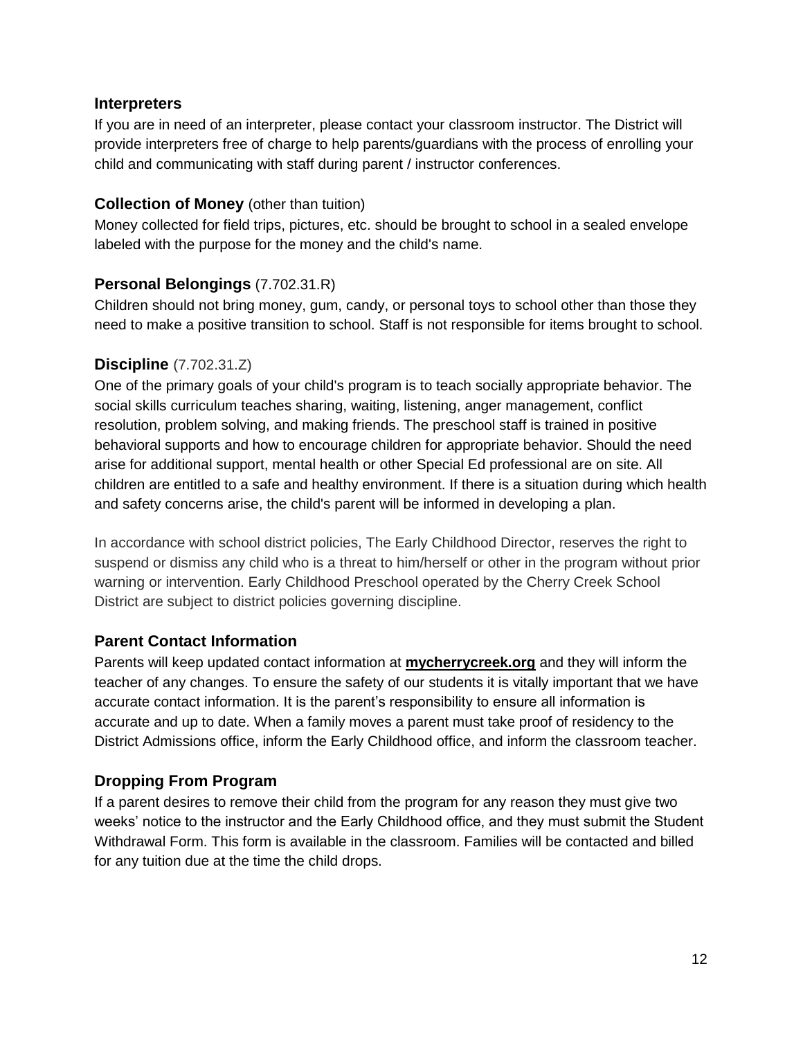## Interpreters

If you are in need of an interpreter, please contact your classroom instructor. The District will provide interpreters free of charge to help parents/guardians with the process of enrolling your child and communicating with staff during parent / instructor conferences.

## Collection of Money (other than tuition)

Money collected for field trips, pictures, etc. should be brought to school in a sealed envelope labeled with the purpose for the money and the child's name.

## Personal Belongings (7.702.31.R)

Children should not bring money, gum, candy, or personal toys to school other than those they need to make a positive transition to school. Staff is not responsible for items brought to school.

## Discipline (7.702.31.Z)

One of the primary goals of your child's program is to teach socially appropriate behavior. The social skills curriculum teaches sharing, waiting, listening, anger management, conflict resolution, problem solving, and making friends. The preschool staff is trained in positive behavioral supports and how to encourage children for appropriate behavior. Should the need arise for additional support, mental health or other Special Ed professional are on site. All children are entitled to a safe and healthy environment. If there is a situation during which health and safety concerns arise, the child's parent will be informed in developing a plan.

In accordance with school district policies, The Early Childhood Director, reserves the right to suspend or dismiss any child who is a threat to him/herself or other in the program without prior warning or intervention. Early Childhood Preschool operated by the Cherry Creek School District are subject to district policies governing discipline.

## Parent Contact Information

Parents will keep updated contact information at **mycherrycreek.org** and they will inform the teacher of any changes. To ensure the safety of our students it is vitally important that we have accurate contact information. It is the parent's responsibility to ensure all information is accurate and up to date. When a family moves a parent must take proof of residency to the District Admissions office, inform the Early Childhood office, and inform the classroom teacher.

## Dropping From Program

If a parent desires to remove their child from the program for any reason they must give two weeks' notice to the instructor and the Early Childhood office, and they must submit the Student Withdrawal Form. This form is available in the classroom. Families will be contacted and billed for any tuition due at the time the child drops.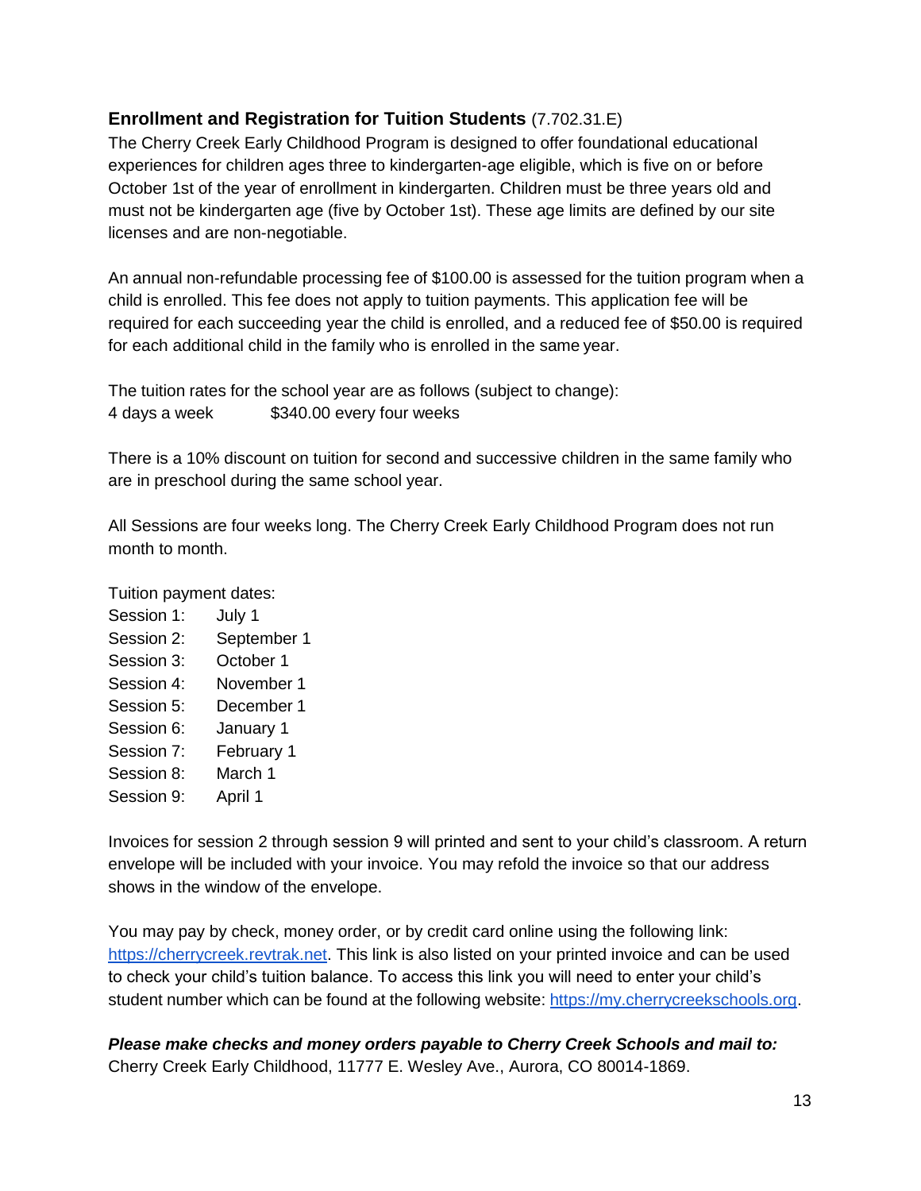## **Enrollment and Registration for Tuition Students** (7.702.31.E)

The Cherry Creek Early Childhood Program is designed to offer foundational educational experiences for children ages three to kindergarten-age eligible, which is five on or before October 1st of the year of enrollment in kindergarten. Children must be three years old and must not be kindergarten age (five by October 1st). These age limits are defined by our site licenses and are non-negotiable.

An annual non-refundable processing fee of $100.00 is assessed for the tuition program when a child is enrolled. This fee does not apply to tuition payments. This application fee will be required for each succeeding year the child is enrolled, and a reduced fee of $50.00 is required for each additional child in the family who is enrolled in the same year.

The tuition rates for the school year are as follows (subject to change):
4 days a week $340.00 every four weeks

There is a 10% discount on tuition for second and successive children in the same family who are in preschool during the same school year.

All Sessions are four weeks long. The Cherry Creek Early Childhood Program does not run month to month.

Tuition payment dates:
Session 1: July 1
Session 2: September 1
Session 3: October 1
Session 4: November 1
Session 5: December 1
Session 6: January 1
Session 7: February 1
Session 8: March 1
Session 9: April 1

Invoices for session 2 through session 9 will printed and sent to your child's classroom. A return envelope will be included with your invoice. You may refold the invoice so that our address shows in the window of the envelope.

You may pay by check, money order, or by credit card online using the following link: https://cherrycreek.revtrak.net. This link is also listed on your printed invoice and can be used to check your child's tuition balance. To access this link you will need to enter your child's student number which can be found at the following website: https://my.cherrycreekschools.org.

***Please make checks and money orders payable to Cherry Creek Schools and mail to:***
Cherry Creek Early Childhood, 11777 E. Wesley Ave., Aurora, CO 80014-1869.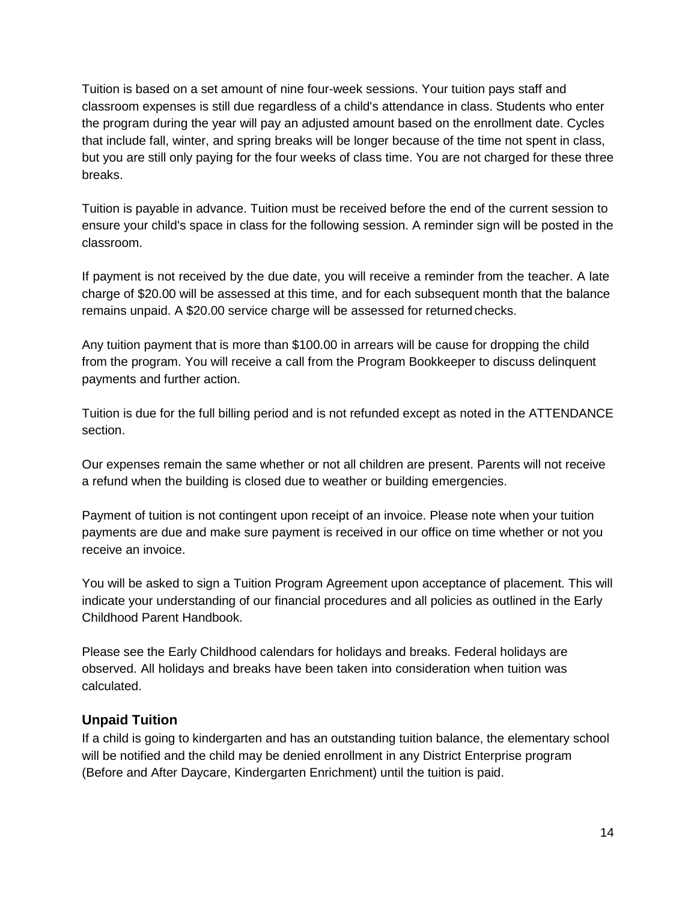Tuition is based on a set amount of nine four-week sessions. Your tuition pays staff and classroom expenses is still due regardless of a child's attendance in class. Students who enter the program during the year will pay an adjusted amount based on the enrollment date. Cycles that include fall, winter, and spring breaks will be longer because of the time not spent in class, but you are still only paying for the four weeks of class time. You are not charged for these three breaks.

Tuition is payable in advance. Tuition must be received before the end of the current session to ensure your child's space in class for the following session. A reminder sign will be posted in the classroom.

If payment is not received by the due date, you will receive a reminder from the teacher. A late charge of $20.00 will be assessed at this time, and for each subsequent month that the balance remains unpaid. A $20.00 service charge will be assessed for returned checks.

Any tuition payment that is more than $100.00 in arrears will be cause for dropping the child from the program. You will receive a call from the Program Bookkeeper to discuss delinquent payments and further action.

Tuition is due for the full billing period and is not refunded except as noted in the ATTENDANCE section.

Our expenses remain the same whether or not all children are present. Parents will not receive a refund when the building is closed due to weather or building emergencies.

Payment of tuition is not contingent upon receipt of an invoice. Please note when your tuition payments are due and make sure payment is received in our office on time whether or not you receive an invoice.

You will be asked to sign a Tuition Program Agreement upon acceptance of placement. This will indicate your understanding of our financial procedures and all policies as outlined in the Early Childhood Parent Handbook.

Please see the Early Childhood calendars for holidays and breaks. Federal holidays are observed. All holidays and breaks have been taken into consideration when tuition was calculated.

### Unpaid Tuition

If a child is going to kindergarten and has an outstanding tuition balance, the elementary school will be notified and the child may be denied enrollment in any District Enterprise program (Before and After Daycare, Kindergarten Enrichment) until the tuition is paid.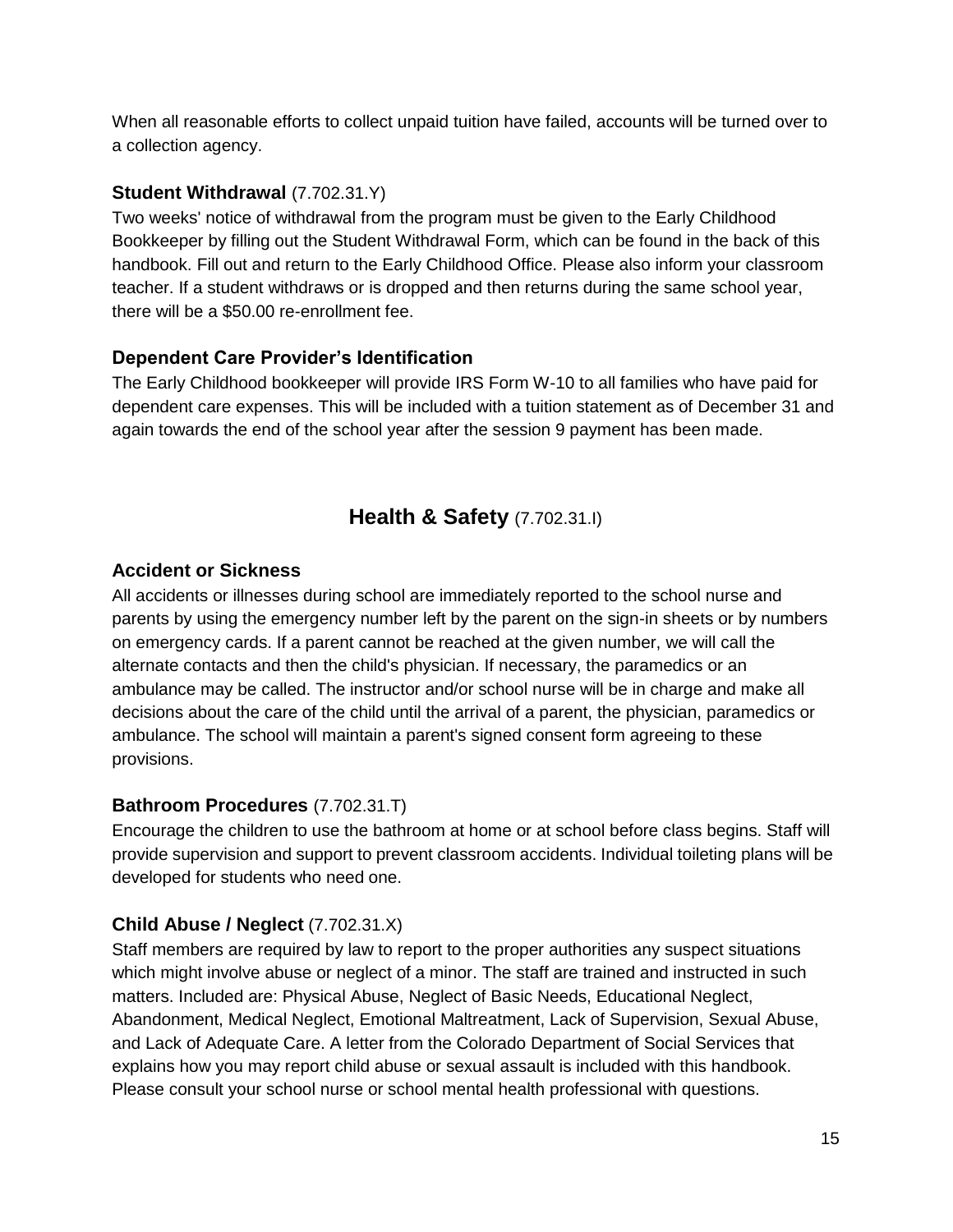When all reasonable efforts to collect unpaid tuition have failed, accounts will be turned over to a collection agency.

### **Student Withdrawal** (7.702.31.Y)

Two weeks' notice of withdrawal from the program must be given to the Early Childhood Bookkeeper by filling out the Student Withdrawal Form, which can be found in the back of this handbook. Fill out and return to the Early Childhood Office. Please also inform your classroom teacher. If a student withdraws or is dropped and then returns during the same school year, there will be a $50.00 re-enrollment fee.

### **Dependent Care Provider's Identification**

The Early Childhood bookkeeper will provide IRS Form W-10 to all families who have paid for dependent care expenses. This will be included with a tuition statement as of December 31 and again towards the end of the school year after the session 9 payment has been made.

## **Health & Safety** (7.702.31.I)

### **Accident or Sickness**

All accidents or illnesses during school are immediately reported to the school nurse and parents by using the emergency number left by the parent on the sign-in sheets or by numbers on emergency cards. If a parent cannot be reached at the given number, we will call the alternate contacts and then the child's physician. If necessary, the paramedics or an ambulance may be called. The instructor and/or school nurse will be in charge and make all decisions about the care of the child until the arrival of a parent, the physician, paramedics or ambulance. The school will maintain a parent's signed consent form agreeing to these provisions.

### **Bathroom Procedures** (7.702.31.T)

Encourage the children to use the bathroom at home or at school before class begins. Staff will provide supervision and support to prevent classroom accidents. Individual toileting plans will be developed for students who need one.

### **Child Abuse / Neglect** (7.702.31.X)

Staff members are required by law to report to the proper authorities any suspect situations which might involve abuse or neglect of a minor. The staff are trained and instructed in such matters. Included are: Physical Abuse, Neglect of Basic Needs, Educational Neglect, Abandonment, Medical Neglect, Emotional Maltreatment, Lack of Supervision, Sexual Abuse, and Lack of Adequate Care. A letter from the Colorado Department of Social Services that explains how you may report child abuse or sexual assault is included with this handbook. Please consult your school nurse or school mental health professional with questions.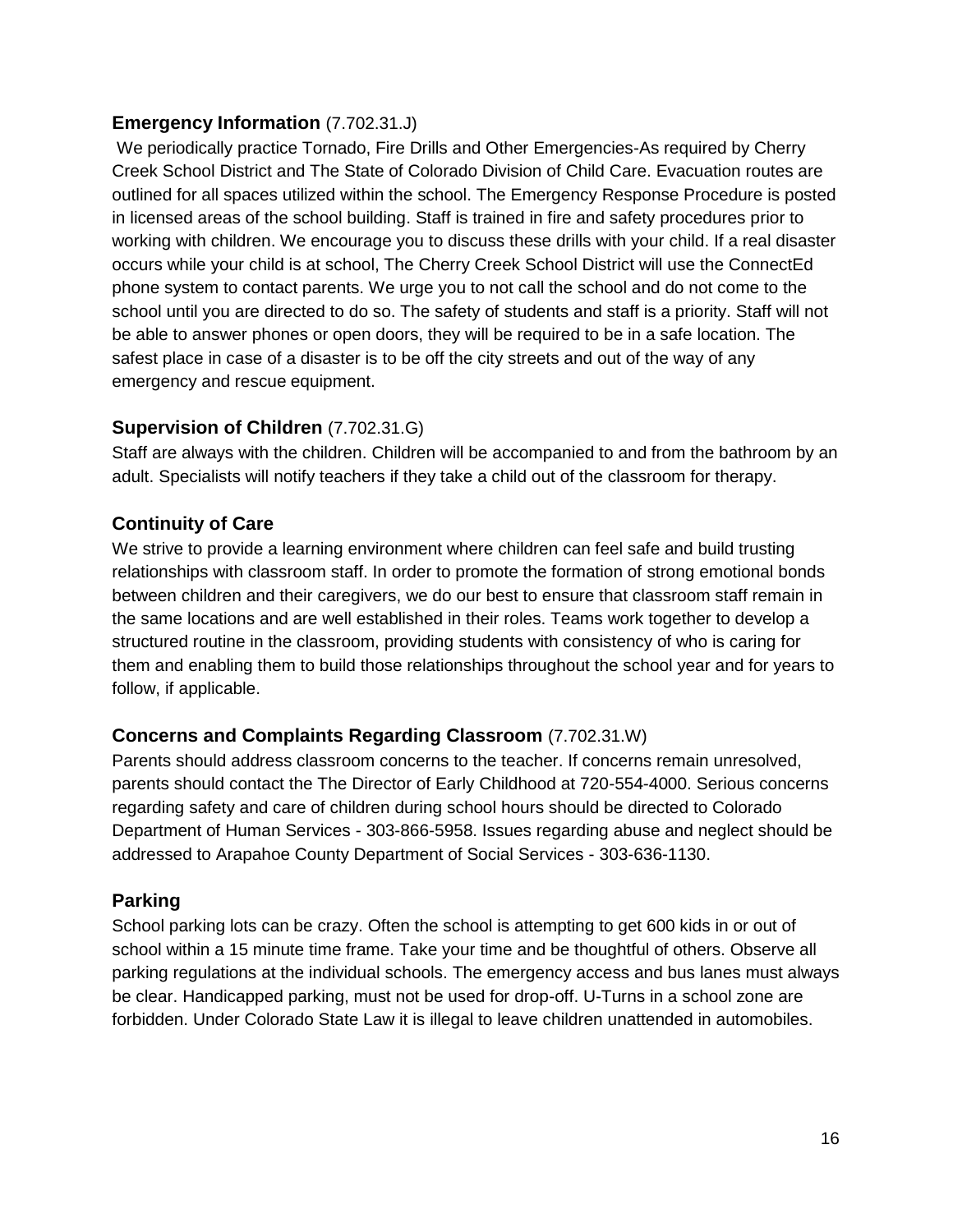### **Emergency Information** (7.702.31.J)

We periodically practice Tornado, Fire Drills and Other Emergencies-As required by Cherry Creek School District and The State of Colorado Division of Child Care. Evacuation routes are outlined for all spaces utilized within the school. The Emergency Response Procedure is posted in licensed areas of the school building. Staff is trained in fire and safety procedures prior to working with children. We encourage you to discuss these drills with your child. If a real disaster occurs while your child is at school, The Cherry Creek School District will use the ConnectEd phone system to contact parents. We urge you to not call the school and do not come to the school until you are directed to do so. The safety of students and staff is a priority. Staff will not be able to answer phones or open doors, they will be required to be in a safe location. The safest place in case of a disaster is to be off the city streets and out of the way of any emergency and rescue equipment.

### **Supervision of Children** (7.702.31.G)

Staff are always with the children. Children will be accompanied to and from the bathroom by an adult. Specialists will notify teachers if they take a child out of the classroom for therapy.

### **Continuity of Care**

We strive to provide a learning environment where children can feel safe and build trusting relationships with classroom staff. In order to promote the formation of strong emotional bonds between children and their caregivers, we do our best to ensure that classroom staff remain in the same locations and are well established in their roles. Teams work together to develop a structured routine in the classroom, providing students with consistency of who is caring for them and enabling them to build those relationships throughout the school year and for years to follow, if applicable.

### **Concerns and Complaints Regarding Classroom** (7.702.31.W)

Parents should address classroom concerns to the teacher. If concerns remain unresolved, parents should contact the The Director of Early Childhood at 720-554-4000. Serious concerns regarding safety and care of children during school hours should be directed to Colorado Department of Human Services - 303-866-5958. Issues regarding abuse and neglect should be addressed to Arapahoe County Department of Social Services - 303-636-1130.

### **Parking**

School parking lots can be crazy. Often the school is attempting to get 600 kids in or out of school within a 15 minute time frame. Take your time and be thoughtful of others. Observe all parking regulations at the individual schools. The emergency access and bus lanes must always be clear. Handicapped parking, must not be used for drop-off. U-Turns in a school zone are forbidden. Under Colorado State Law it is illegal to leave children unattended in automobiles.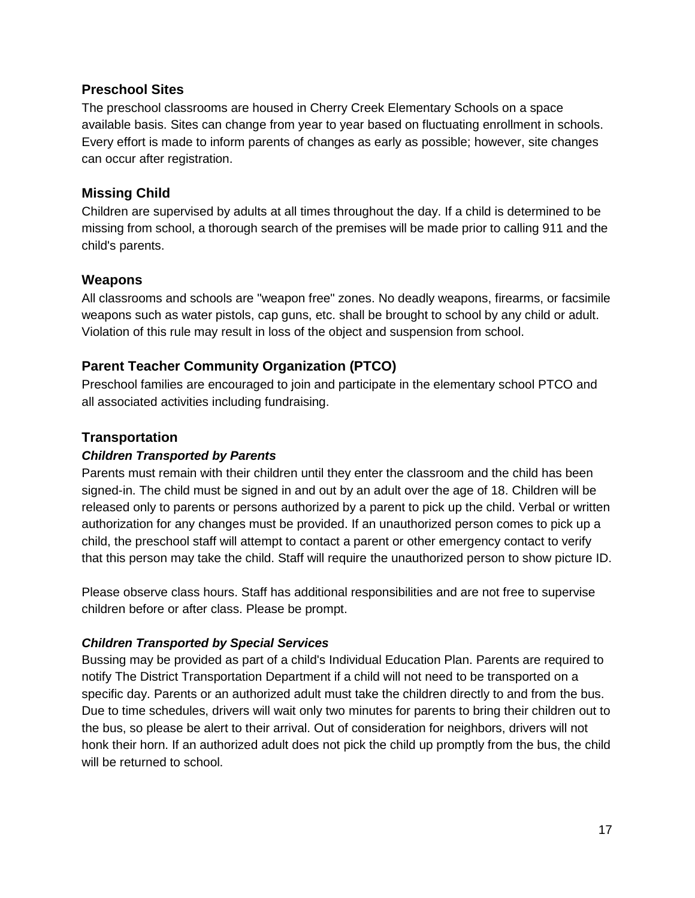## Preschool Sites

The preschool classrooms are housed in Cherry Creek Elementary Schools on a space available basis. Sites can change from year to year based on fluctuating enrollment in schools. Every effort is made to inform parents of changes as early as possible; however, site changes can occur after registration.

## Missing Child

Children are supervised by adults at all times throughout the day. If a child is determined to be missing from school, a thorough search of the premises will be made prior to calling 911 and the child's parents.

## Weapons

All classrooms and schools are "weapon free" zones. No deadly weapons, firearms, or facsimile weapons such as water pistols, cap guns, etc. shall be brought to school by any child or adult. Violation of this rule may result in loss of the object and suspension from school.

## Parent Teacher Community Organization (PTCO)

Preschool families are encouraged to join and participate in the elementary school PTCO and all associated activities including fundraising.

## Transportation

### *Children Transported by Parents*

Parents must remain with their children until they enter the classroom and the child has been signed-in. The child must be signed in and out by an adult over the age of 18. Children will be released only to parents or persons authorized by a parent to pick up the child. Verbal or written authorization for any changes must be provided. If an unauthorized person comes to pick up a child, the preschool staff will attempt to contact a parent or other emergency contact to verify that this person may take the child. Staff will require the unauthorized person to show picture ID.

Please observe class hours. Staff has additional responsibilities and are not free to supervise children before or after class. Please be prompt.

### *Children Transported by Special Services*

Bussing may be provided as part of a child's Individual Education Plan. Parents are required to notify The District Transportation Department if a child will not need to be transported on a specific day. Parents or an authorized adult must take the children directly to and from the bus. Due to time schedules, drivers will wait only two minutes for parents to bring their children out to the bus, so please be alert to their arrival. Out of consideration for neighbors, drivers will not honk their horn. If an authorized adult does not pick the child up promptly from the bus, the child will be returned to school.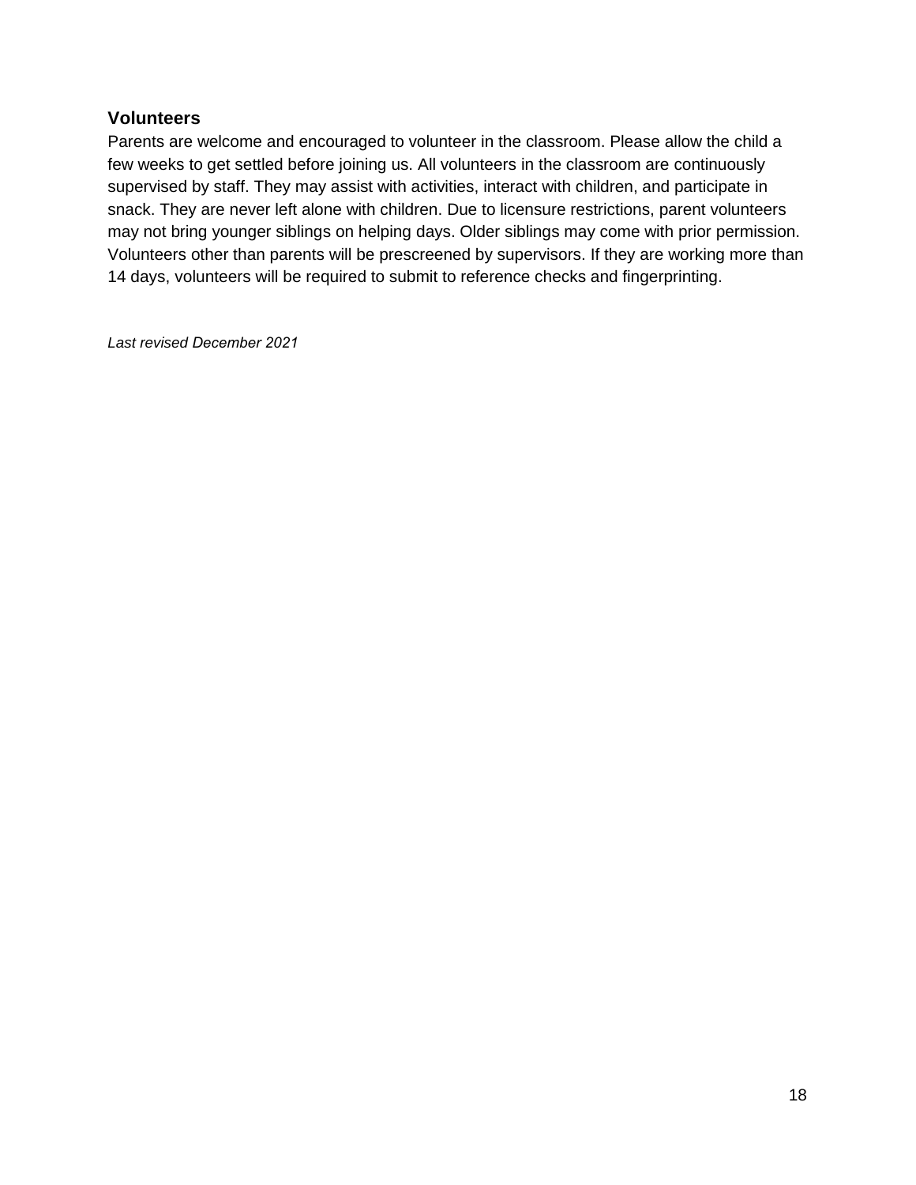### Volunteers

Parents are welcome and encouraged to volunteer in the classroom. Please allow the child a few weeks to get settled before joining us. All volunteers in the classroom are continuously supervised by staff. They may assist with activities, interact with children, and participate in snack. They are never left alone with children. Due to licensure restrictions, parent volunteers may not bring younger siblings on helping days. Older siblings may come with prior permission. Volunteers other than parents will be prescreened by supervisors. If they are working more than 14 days, volunteers will be required to submit to reference checks and fingerprinting.

*Last revised December 2021*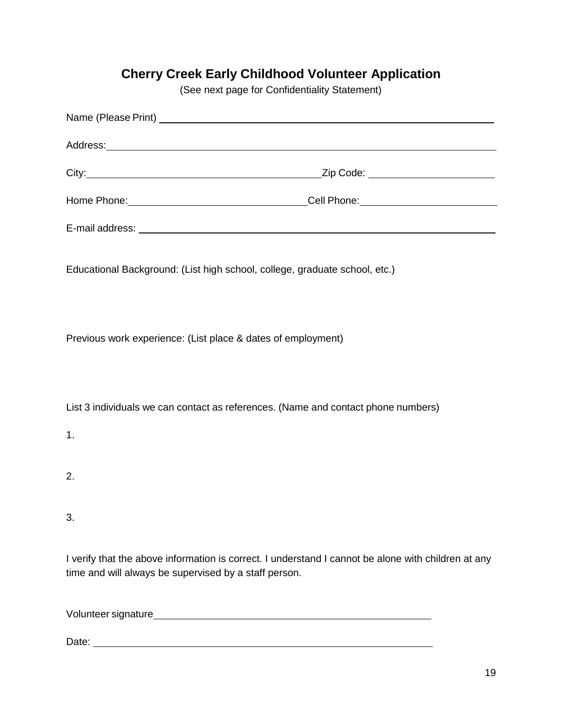# Cherry Creek Early Childhood Volunteer Application

(See next page for Confidentiality Statement)

Name (Please Print) ____________________________________________

Address: ____________________________________________

City: ______________________________ Zip Code: ____________________

Home Phone: ______________________________ Cell Phone: ____________________

E-mail address: ____________________________________________

Educational Background: (List high school, college, graduate school, etc.)

Previous work experience: (List place & dates of employment)

List 3 individuals we can contact as references. (Name and contact phone numbers)

1.

2.

3.

I verify that the above information is correct. I understand I cannot be alone with children at any time and will always be supervised by a staff person.

Volunteer signature ____________________________________________

Date: ____________________________________________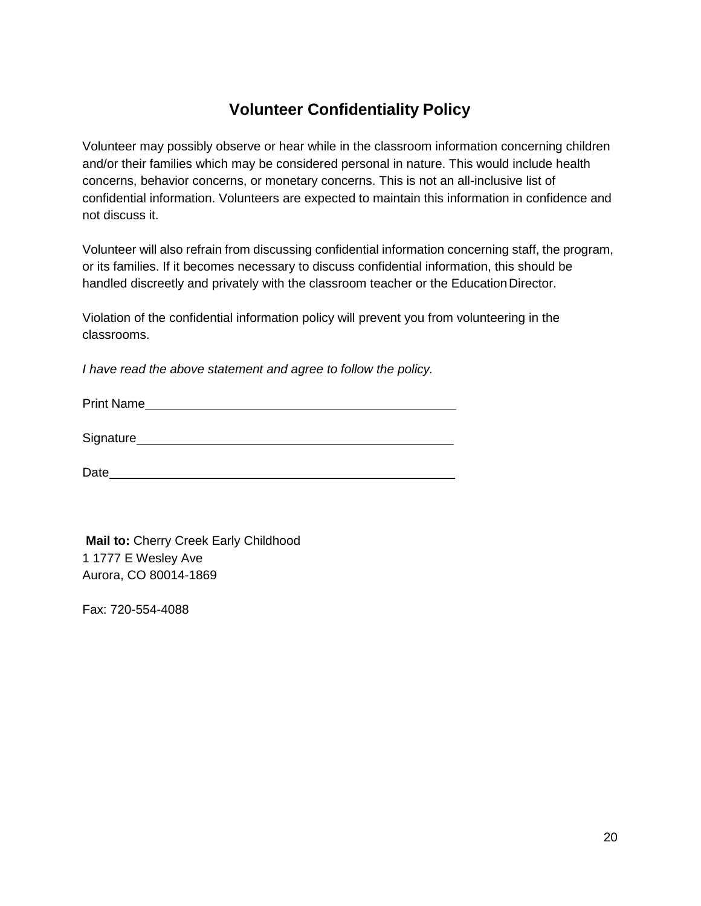# Volunteer Confidentiality Policy

Volunteer may possibly observe or hear while in the classroom information concerning children and/or their families which may be considered personal in nature. This would include health concerns, behavior concerns, or monetary concerns. This is not an all-inclusive list of confidential information. Volunteers are expected to maintain this information in confidence and not discuss it.

Volunteer will also refrain from discussing confidential information concerning staff, the program, or its families. If it becomes necessary to discuss confidential information, this should be handled discreetly and privately with the classroom teacher or the Education Director.

Violation of the confidential information policy will prevent you from volunteering in the classrooms.

*I have read the above statement and agree to follow the policy.*

Print Name\_\_\_\_\_\_\_\_\_\_\_\_\_\_\_\_\_\_\_\_\_\_\_\_\_\_\_\_\_\_\_\_\_\_\_\_\_\_\_\_\_\_

Signature\_\_\_\_\_\_\_\_\_\_\_\_\_\_\_\_\_\_\_\_\_\_\_\_\_\_\_\_\_\_\_\_\_\_\_\_\_\_\_\_\_\_\_

Date\_\_\_\_\_\_\_\_\_\_\_\_\_\_\_\_\_\_\_\_\_\_\_\_\_\_\_\_\_\_\_\_\_\_\_\_\_\_\_\_\_\_\_\_\_\_\_

**Mail to:** Cherry Creek Early Childhood
1 1777 E Wesley Ave
Aurora, CO 80014-1869

Fax: 720-554-4088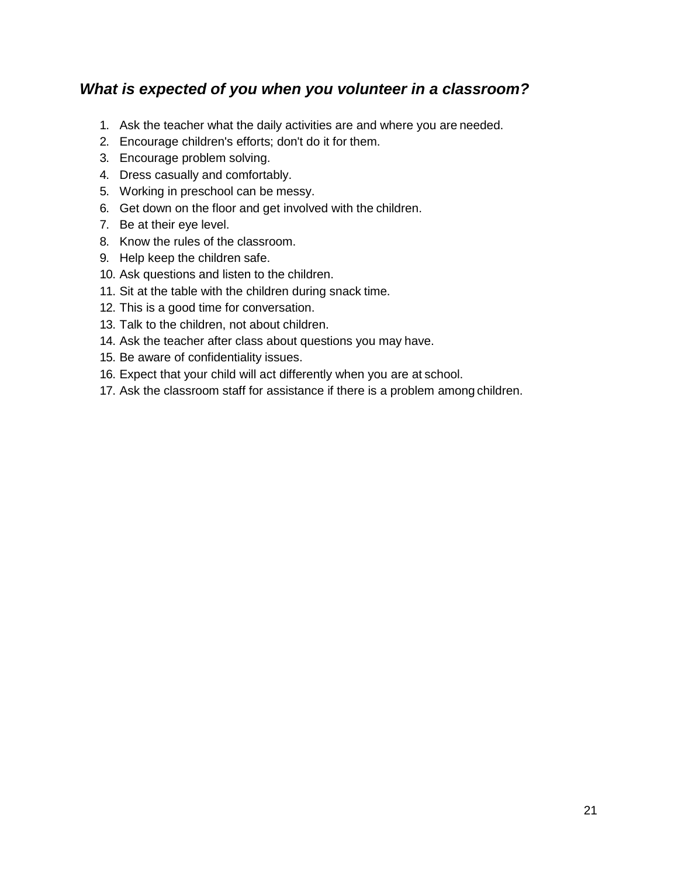## ***What is expected of you when you volunteer in a classroom?***

1. Ask the teacher what the daily activities are and where you are needed.
2. Encourage children's efforts; don't do it for them.
3. Encourage problem solving.
4. Dress casually and comfortably.
5. Working in preschool can be messy.
6. Get down on the floor and get involved with the children.
7. Be at their eye level.
8. Know the rules of the classroom.
9. Help keep the children safe.
10. Ask questions and listen to the children.
11. Sit at the table with the children during snack time.
12. This is a good time for conversation.
13. Talk to the children, not about children.
14. Ask the teacher after class about questions you may have.
15. Be aware of confidentiality issues.
16. Expect that your child will act differently when you are at school.
17. Ask the classroom staff for assistance if there is a problem among children.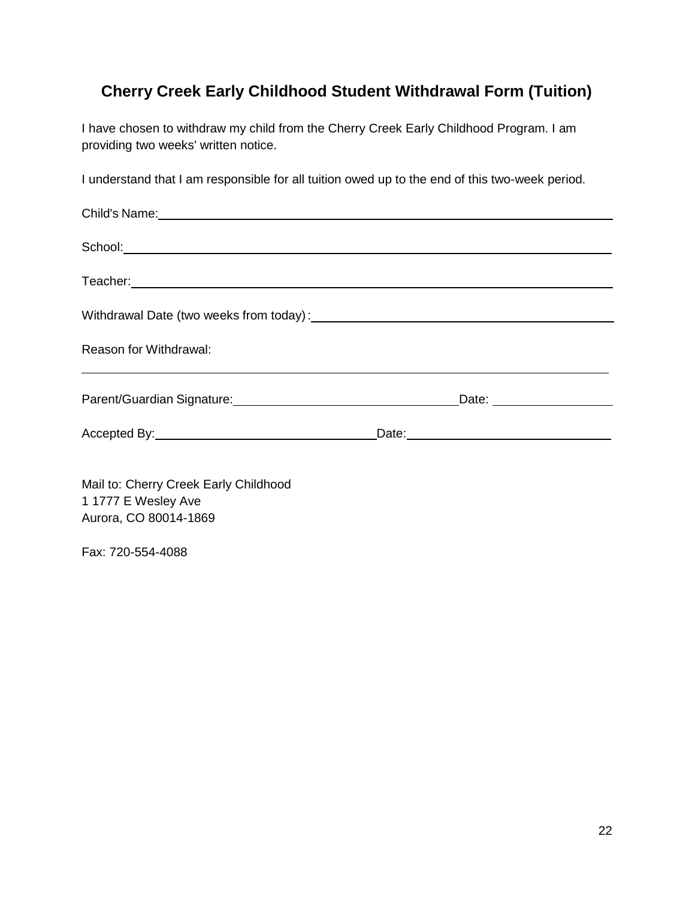## Cherry Creek Early Childhood Student Withdrawal Form (Tuition)

I have chosen to withdraw my child from the Cherry Creek Early Childhood Program. I am providing two weeks' written notice.

I understand that I am responsible for all tuition owed up to the end of this two-week period.

Child's Name: ______________________________________________

School: ______________________________________________

Teacher: ______________________________________________

Withdrawal Date (two weeks from today): ______________________________

Reason for Withdrawal:

______________________________________________

Parent/Guardian Signature: ______________________ Date: ____________

Accepted By: ______________________ Date: ____________________

Mail to: Cherry Creek Early Childhood
1 1777 E Wesley Ave
Aurora, CO 80014-1869

Fax: 720-554-4088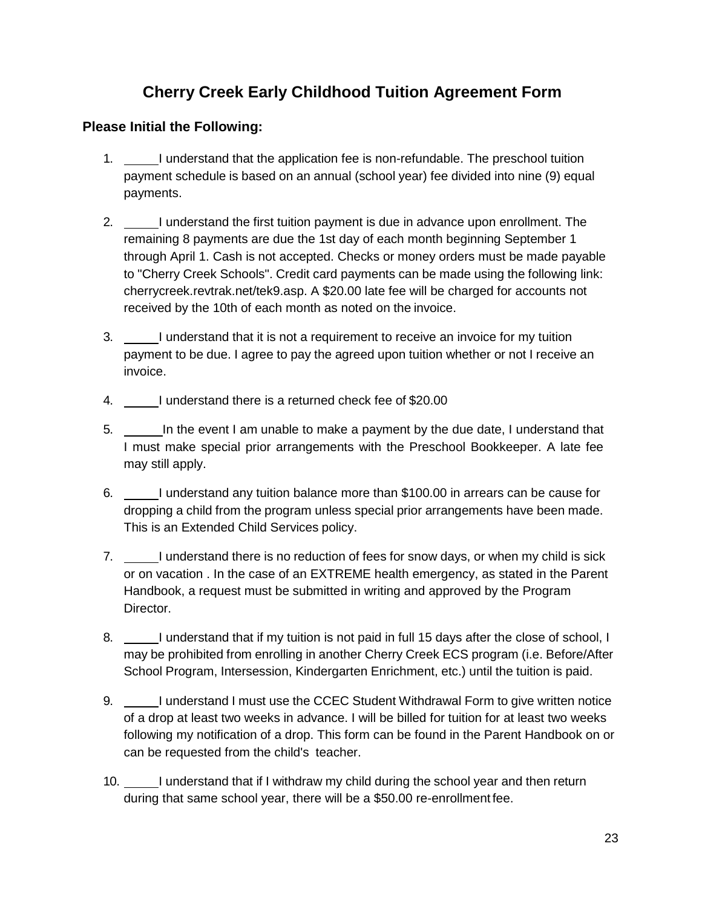# Cherry Creek Early Childhood Tuition Agreement Form

**Please Initial the Following:**

1. _____ I understand that the application fee is non-refundable. The preschool tuition payment schedule is based on an annual (school year) fee divided into nine (9) equal payments.

2. _____ I understand the first tuition payment is due in advance upon enrollment. The remaining 8 payments are due the 1st day of each month beginning September 1 through April 1. Cash is not accepted. Checks or money orders must be made payable to "Cherry Creek Schools". Credit card payments can be made using the following link: cherrycreek.revtrak.net/tek9.asp. A $20.00 late fee will be charged for accounts not received by the 10th of each month as noted on the invoice.

3. _____ I understand that it is not a requirement to receive an invoice for my tuition payment to be due. I agree to pay the agreed upon tuition whether or not I receive an invoice.

4. _____ I understand there is a returned check fee of $20.00

5. _____ In the event I am unable to make a payment by the due date, I understand that I must make special prior arrangements with the Preschool Bookkeeper. A late fee may still apply.

6. _____ I understand any tuition balance more than $100.00 in arrears can be cause for dropping a child from the program unless special prior arrangements have been made. This is an Extended Child Services policy.

7. _____ I understand there is no reduction of fees for snow days, or when my child is sick or on vacation . In the case of an EXTREME health emergency, as stated in the Parent Handbook, a request must be submitted in writing and approved by the Program Director.

8. _____ I understand that if my tuition is not paid in full 15 days after the close of school, I may be prohibited from enrolling in another Cherry Creek ECS program (i.e. Before/After School Program, Intersession, Kindergarten Enrichment, etc.) until the tuition is paid.

9. _____ I understand I must use the CCEC Student Withdrawal Form to give written notice of a drop at least two weeks in advance. I will be billed for tuition for at least two weeks following my notification of a drop. This form can be found in the Parent Handbook on or can be requested from the child's teacher.

10. _____ I understand that if I withdraw my child during the school year and then return during that same school year, there will be a $50.00 re-enrollment fee.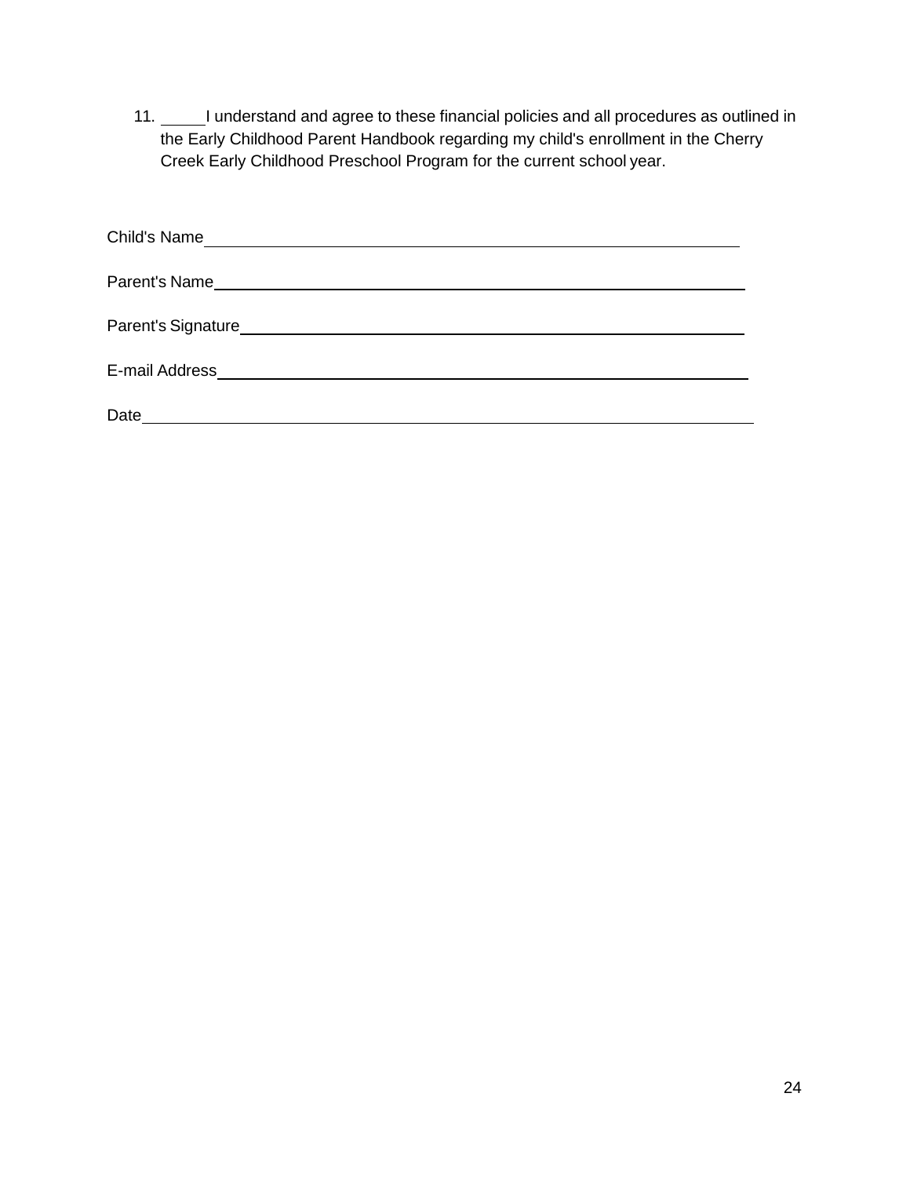11. _____ I understand and agree to these financial policies and all procedures as outlined in the Early Childhood Parent Handbook regarding my child's enrollment in the Cherry Creek Early Childhood Preschool Program for the current school year.

Child's Name ____________________________________________________________

Parent's Name ____________________________________________________________

Parent's Signature ____________________________________________________________

E-mail Address ____________________________________________________________

Date ____________________________________________________________